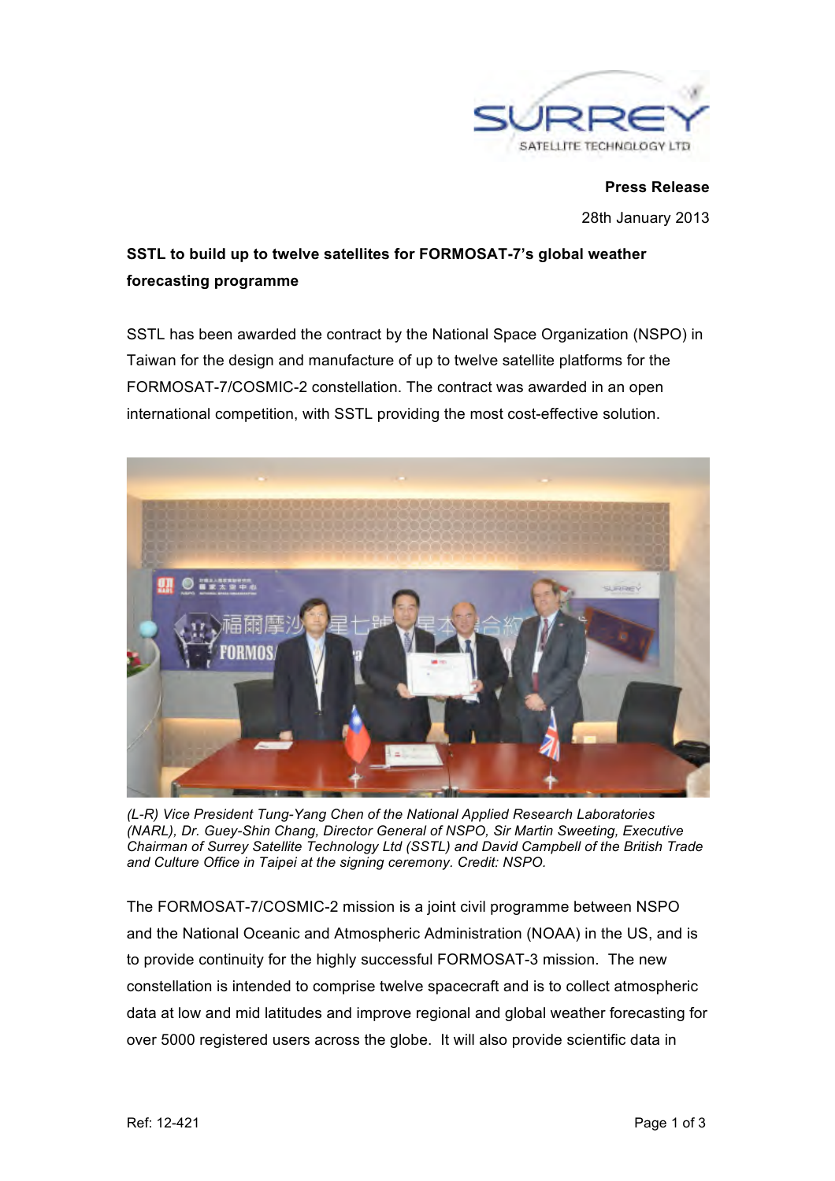**Press Release**

28th January 2013

## SSTL to build up to twelve satellites for FORMOSAT-7's global weather forecasting programme

SSTL has been awarded the contract by the National Space Organization (NSPO) in Taiwan for the design and manufacture of up to twelve satellite platforms for the FORMOSAT-7/COSMIC-2 constellation. The contract was awarded in an open international competition, with SSTL providing the most cost-effective solution.

*(L-R) Vice President Tung-Yang Chen of the National Applied Research Laboratories (NARL), Dr. Guey-Shin Chang, Director General of NSPO, Sir Martin Sweeting, Executive Chairman of Surrey Satellite Technology Ltd (SSTL) and David Campbell of the British Trade and Culture Office in Taipei at the signing ceremony. Credit: NSPO.*

The FORMOSAT-7/COSMIC-2 mission is a joint civil programme between NSPO and the National Oceanic and Atmospheric Administration (NOAA) in the US, and is to provide continuity for the highly successful FORMOSAT-3 mission. The new constellation is intended to comprise twelve spacecraft and is to collect atmospheric data at low and mid latitudes and improve regional and global weather forecasting for over 5000 registered users across the globe. It will also provide scientific data in

Ref: 12-421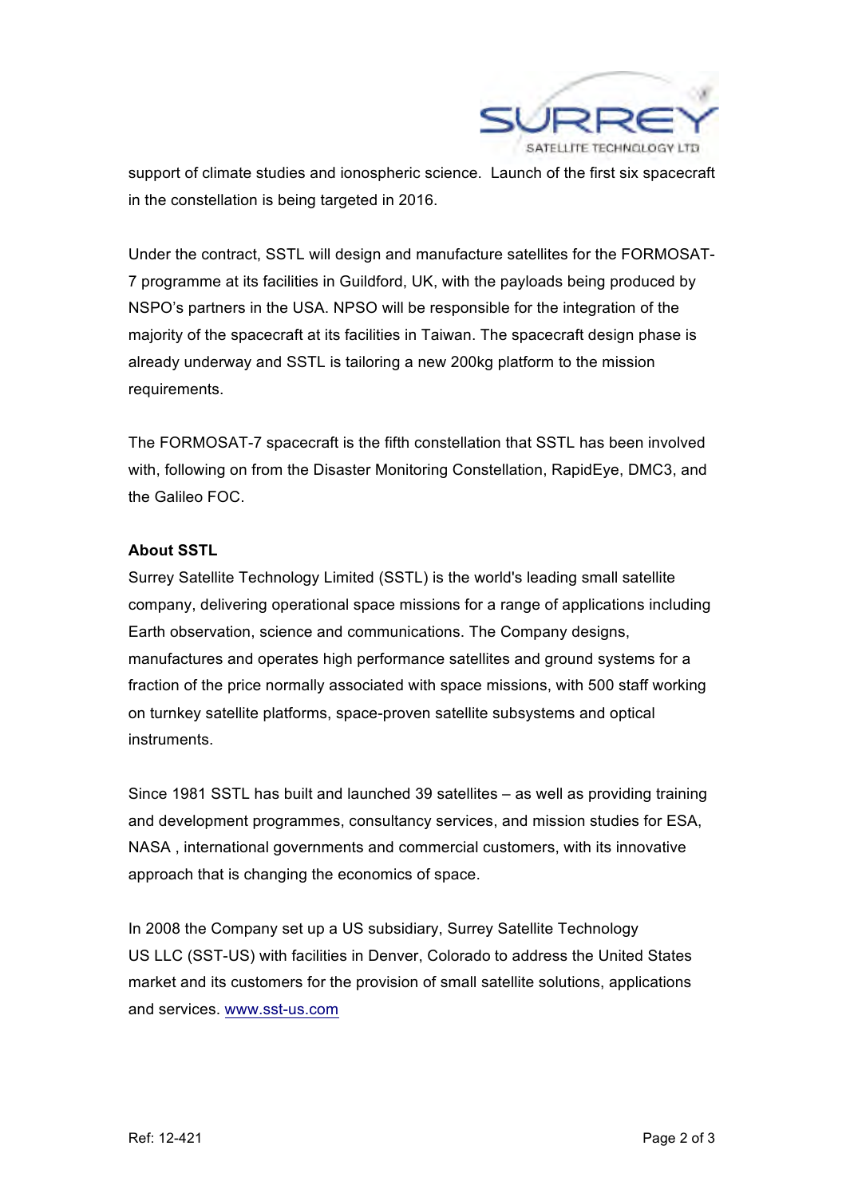support of climate studies and ionospheric science. Launch of the first six spacecraft in the constellation is being targeted in 2016.

Under the contract, SSTL will design and manufacture satellites for the FORMOSAT-7 programme at its facilities in Guildford, UK, with the payloads being produced by NSPO's partners in the USA. NPSO will be responsible for the integration of the majority of the spacecraft at its facilities in Taiwan. The spacecraft design phase is already underway and SSTL is tailoring a new 200kg platform to the mission requirements.

The FORMOSAT-7 spacecraft is the fifth constellation that SSTL has been involved with, following on from the Disaster Monitoring Constellation, RapidEye, DMC3, and the Galileo FOC.

**About SSTL**

Surrey Satellite Technology Limited (SSTL) is the world's leading small satellite company, delivering operational space missions for a range of applications including Earth observation, science and communications. The Company designs, manufactures and operates high performance satellites and ground systems for a fraction of the price normally associated with space missions, with 500 staff working on turnkey satellite platforms, space-proven satellite subsystems and optical instruments.

Since 1981 SSTL has built and launched 39 satellites – as well as providing training and development programmes, consultancy services, and mission studies for ESA, NASA , international governments and commercial customers, with its innovative approach that is changing the economics of space.

In 2008 the Company set up a US subsidiary, Surrey Satellite Technology US LLC (SST-US) with facilities in Denver, Colorado to address the United States market and its customers for the provision of small satellite solutions, applications and services. www.sst-us.com

Ref: 12-421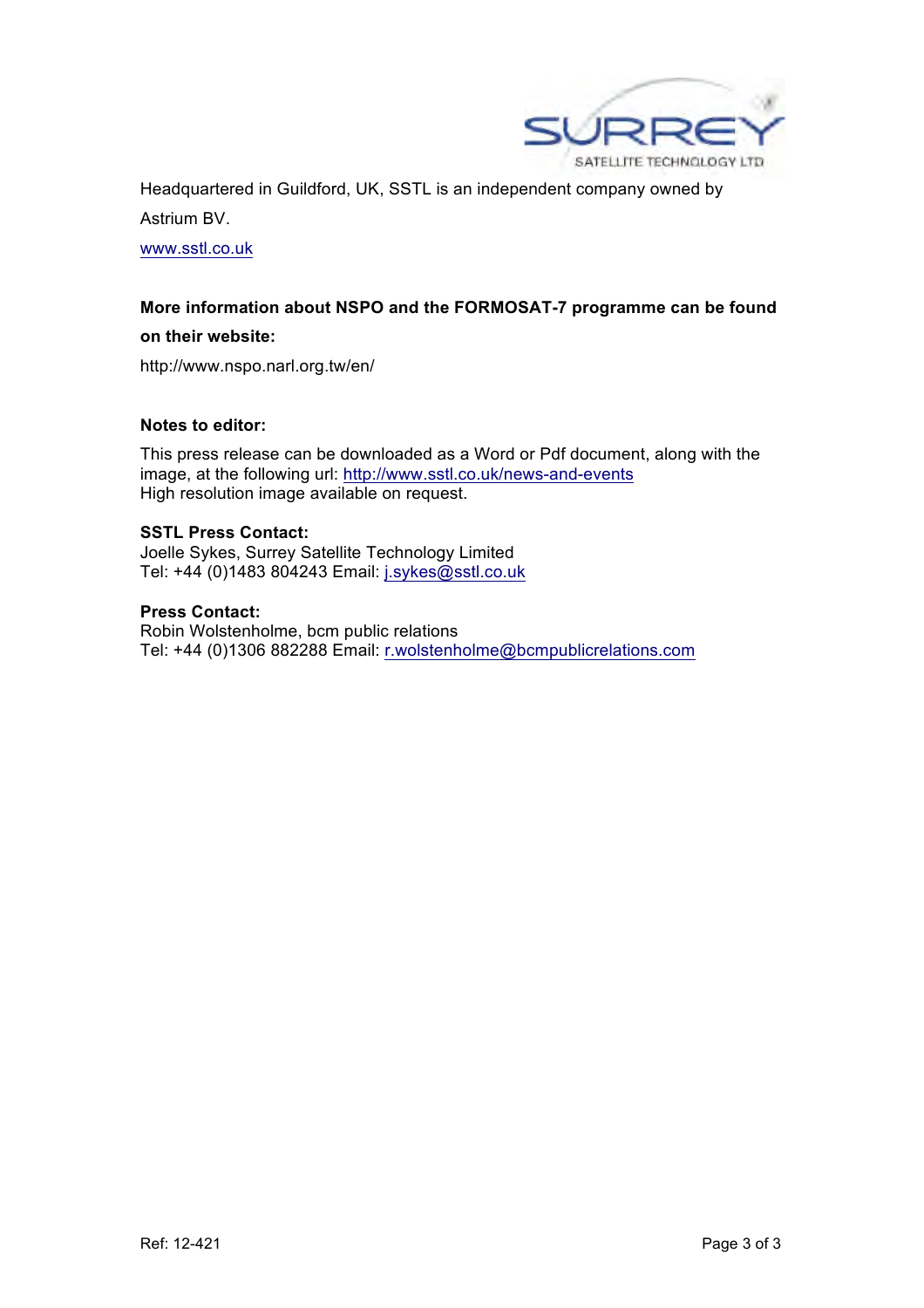Headquartered in Guildford, UK, SSTL is an independent company owned by Astrium BV.

www.sstl.co.uk

**More information about NSPO and the FORMOSAT-7 programme can be found on their website:**

http://www.nspo.narl.org.tw/en/

**Notes to editor:**

This press release can be downloaded as a Word or Pdf document, along with the image, at the following url: http://www.sstl.co.uk/news-and-events
High resolution image available on request.

**SSTL Press Contact:**
Joelle Sykes, Surrey Satellite Technology Limited
Tel: +44 (0)1483 804243 Email: j.sykes@sstl.co.uk

**Press Contact:**
Robin Wolstenholme, bcm public relations
Tel: +44 (0)1306 882288 Email: r.wolstenholme@bcmpublicrelations.com

Ref: 12-421